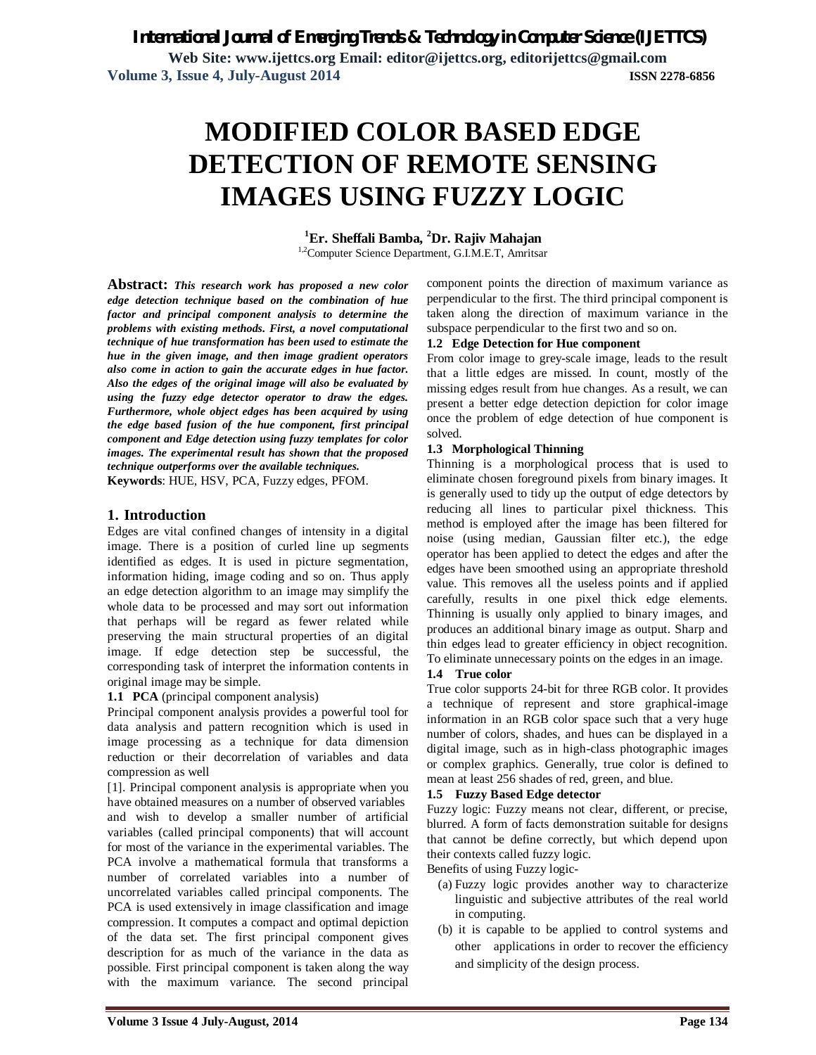# MODIFIED COLOR BASED EDGE DETECTION OF REMOTE SENSING IMAGES USING FUZZY LOGIC

**[1]Er. Sheffali Bamba, [2]Dr. Rajiv Mahajan**

[1,2]Computer Science Department, G.I.M.E.T, Amritsar

**Abstract:** ***This research work has proposed a new color edge detection technique based on the combination of hue factor and principal component analysis to determine the problems with existing methods. First, a novel computational technique of hue transformation has been used to estimate the hue in the given image, and then image gradient operators also come in action to gain the accurate edges in hue factor. Also the edges of the original image will also be evaluated by using the fuzzy edge detector operator to draw the edges. Furthermore, whole object edges has been acquired by using the edge based fusion of the hue component, first principal component and Edge detection using fuzzy templates for color images. The experimental result has shown that the proposed technique outperforms over the available techniques.***

**Keywords**: HUE, HSV, PCA, Fuzzy edges, PFOM.

## 1. Introduction

Edges are vital confined changes of intensity in a digital image. There is a position of curled line up segments identified as edges. It is used in picture segmentation, information hiding, image coding and so on. Thus apply an edge detection algorithm to an image may simplify the whole data to be processed and may sort out information that perhaps will be regard as fewer related while preserving the main structural properties of an digital image. If edge detection step be successful, the corresponding task of interpret the information contents in original image may be simple.

### 1.1 PCA (principal component analysis)

Principal component analysis provides a powerful tool for data analysis and pattern recognition which is used in image processing as a technique for data dimension reduction or their decorrelation of variables and data compression as well

[1]. Principal component analysis is appropriate when you have obtained measures on a number of observed variables and wish to develop a smaller number of artificial variables (called principal components) that will account for most of the variance in the experimental variables. The PCA involve a mathematical formula that transforms a number of correlated variables into a number of uncorrelated variables called principal components. The PCA is used extensively in image classification and image compression. It computes a compact and optimal depiction of the data set. The first principal component gives description for as much of the variance in the data as possible. First principal component is taken along the way with the maximum variance. The second principal component points the direction of maximum variance as perpendicular to the first. The third principal component is taken along the direction of maximum variance in the subspace perpendicular to the first two and so on.

### 1.2 Edge Detection for Hue component

From color image to grey-scale image, leads to the result that a little edges are missed. In count, mostly of the missing edges result from hue changes. As a result, we can present a better edge detection depiction for color image once the problem of edge detection of hue component is solved.

### 1.3 Morphological Thinning

Thinning is a morphological process that is used to eliminate chosen foreground pixels from binary images. It is generally used to tidy up the output of edge detectors by reducing all lines to particular pixel thickness. This method is employed after the image has been filtered for noise (using median, Gaussian filter etc.), the edge operator has been applied to detect the edges and after the edges have been smoothed using an appropriate threshold value. This removes all the useless points and if applied carefully, results in one pixel thick edge elements. Thinning is usually only applied to binary images, and produces an additional binary image as output. Sharp and thin edges lead to greater efficiency in object recognition. To eliminate unnecessary points on the edges in an image.

### 1.4 True color

True color supports 24-bit for three RGB color. It provides a technique of represent and store graphical-image information in an RGB color space such that a very huge number of colors, shades, and hues can be displayed in a digital image, such as in high-class photographic images or complex graphics. Generally, true color is defined to mean at least 256 shades of red, green, and blue.

### 1.5 Fuzzy Based Edge detector

Fuzzy logic: Fuzzy means not clear, different, or precise, blurred. A form of facts demonstration suitable for designs that cannot be define correctly, but which depend upon their contexts called fuzzy logic.

Benefits of using Fuzzy logic-

(a) Fuzzy logic provides another way to characterize linguistic and subjective attributes of the real world in computing.

(b) it is capable to be applied to control systems and other applications in order to recover the efficiency and simplicity of the design process.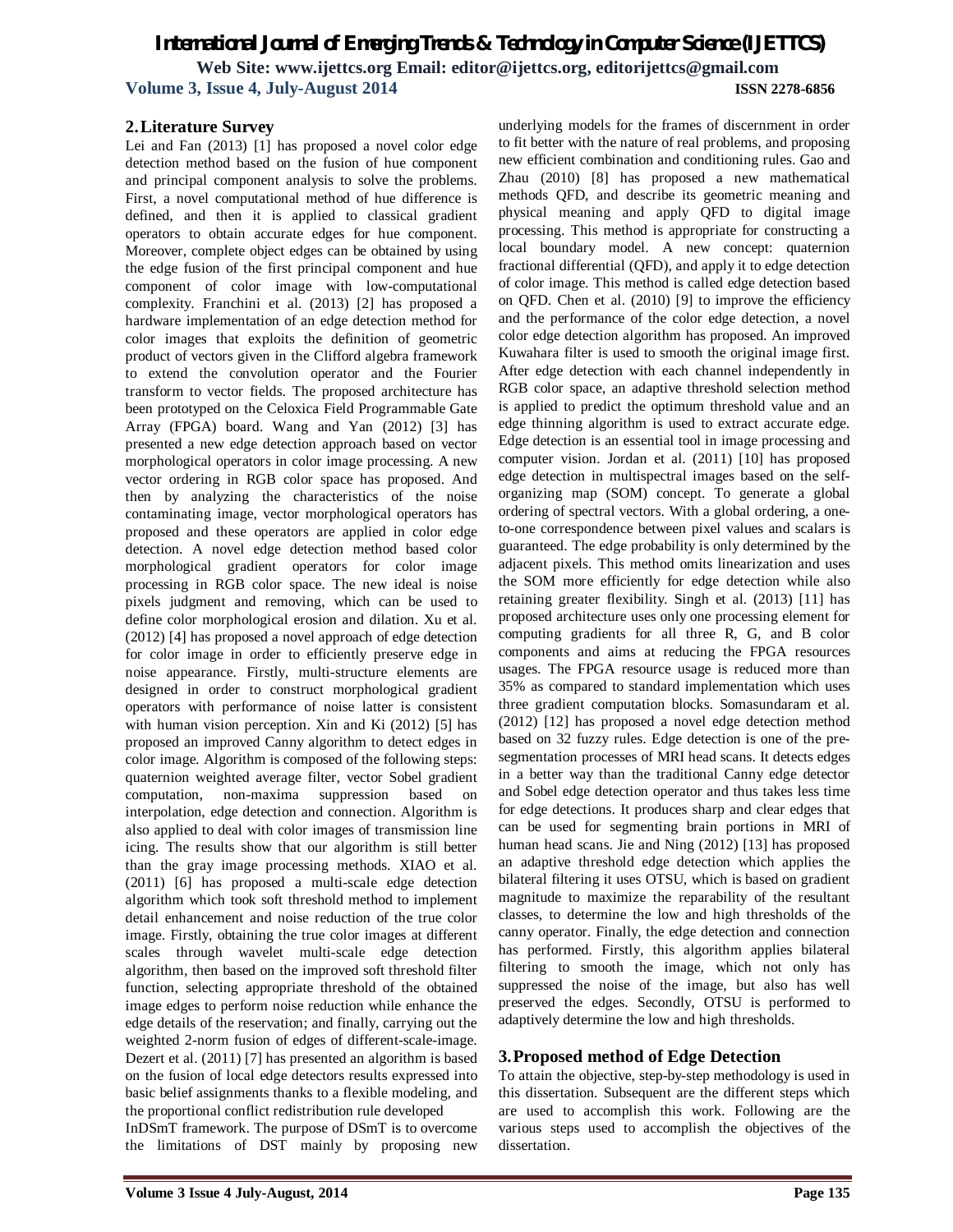## 2. Literature Survey

Lei and Fan (2013) [1] has proposed a novel color edge detection method based on the fusion of hue component and principal component analysis to solve the problems. First, a novel computational method of hue difference is defined, and then it is applied to classical gradient operators to obtain accurate edges for hue component. Moreover, complete object edges can be obtained by using the edge fusion of the first principal component and hue component of color image with low-computational complexity. Franchini et al. (2013) [2] has proposed a hardware implementation of an edge detection method for color images that exploits the definition of geometric product of vectors given in the Clifford algebra framework to extend the convolution operator and the Fourier transform to vector fields. The proposed architecture has been prototyped on the Celoxica Field Programmable Gate Array (FPGA) board. Wang and Yan (2012) [3] has presented a new edge detection approach based on vector morphological operators in color image processing. A new vector ordering in RGB color space has proposed. And then by analyzing the characteristics of the noise contaminating image, vector morphological operators has proposed and these operators are applied in color edge detection. A novel edge detection method based color morphological gradient operators for color image processing in RGB color space. The new ideal is noise pixels judgment and removing, which can be used to define color morphological erosion and dilation. Xu et al. (2012) [4] has proposed a novel approach of edge detection for color image in order to efficiently preserve edge in noise appearance. Firstly, multi-structure elements are designed in order to construct morphological gradient operators with performance of noise latter is consistent with human vision perception. Xin and Ki (2012) [5] has proposed an improved Canny algorithm to detect edges in color image. Algorithm is composed of the following steps: quaternion weighted average filter, vector Sobel gradient computation, non-maxima suppression based on interpolation, edge detection and connection. Algorithm is also applied to deal with color images of transmission line icing. The results show that our algorithm is still better than the gray image processing methods. XIAO et al. (2011) [6] has proposed a multi-scale edge detection algorithm which took soft threshold method to implement detail enhancement and noise reduction of the true color image. Firstly, obtaining the true color images at different scales through wavelet multi-scale edge detection algorithm, then based on the improved soft threshold filter function, selecting appropriate threshold of the obtained image edges to perform noise reduction while enhance the edge details of the reservation; and finally, carrying out the weighted 2-norm fusion of edges of different-scale-image. Dezert et al. (2011) [7] has presented an algorithm is based on the fusion of local edge detectors results expressed into basic belief assignments thanks to a flexible modeling, and the proportional conflict redistribution rule developed InDSmT framework. The purpose of DSmT is to overcome the limitations of DST mainly by proposing new underlying models for the frames of discernment in order to fit better with the nature of real problems, and proposing new efficient combination and conditioning rules. Gao and Zhau (2010) [8] has proposed a new mathematical methods QFD, and describe its geometric meaning and physical meaning and apply QFD to digital image processing. This method is appropriate for constructing a local boundary model. A new concept: quaternion fractional differential (QFD), and apply it to edge detection of color image. This method is called edge detection based on QFD. Chen et al. (2010) [9] to improve the efficiency and the performance of the color edge detection, a novel color edge detection algorithm has proposed. An improved Kuwahara filter is used to smooth the original image first. After edge detection with each channel independently in RGB color space, an adaptive threshold selection method is applied to predict the optimum threshold value and an edge thinning algorithm is used to extract accurate edge. Edge detection is an essential tool in image processing and computer vision. Jordan et al. (2011) [10] has proposed edge detection in multispectral images based on the self-organizing map (SOM) concept. To generate a global ordering of spectral vectors. With a global ordering, a one-to-one correspondence between pixel values and scalars is guaranteed. The edge probability is only determined by the adjacent pixels. This method omits linearization and uses the SOM more efficiently for edge detection while also retaining greater flexibility. Singh et al. (2013) [11] has proposed architecture uses only one processing element for computing gradients for all three R, G, and B color components and aims at reducing the FPGA resources usages. The FPGA resource usage is reduced more than 35% as compared to standard implementation which uses three gradient computation blocks. Somasundaram et al. (2012) [12] has proposed a novel edge detection method based on 32 fuzzy rules. Edge detection is one of the pre-segmentation processes of MRI head scans. It detects edges in a better way than the traditional Canny edge detector and Sobel edge detection operator and thus takes less time for edge detections. It produces sharp and clear edges that can be used for segmenting brain portions in MRI of human head scans. Jie and Ning (2012) [13] has proposed an adaptive threshold edge detection which applies the bilateral filtering it uses OTSU, which is based on gradient magnitude to maximize the reparability of the resultant classes, to determine the low and high thresholds of the canny operator. Finally, the edge detection and connection has performed. Firstly, this algorithm applies bilateral filtering to smooth the image, which not only has suppressed the noise of the image, but also has well preserved the edges. Secondly, OTSU is performed to adaptively determine the low and high thresholds.

## 3. Proposed method of Edge Detection

To attain the objective, step-by-step methodology is used in this dissertation. Subsequent are the different steps which are used to accomplish this work. Following are the various steps used to accomplish the objectives of the dissertation.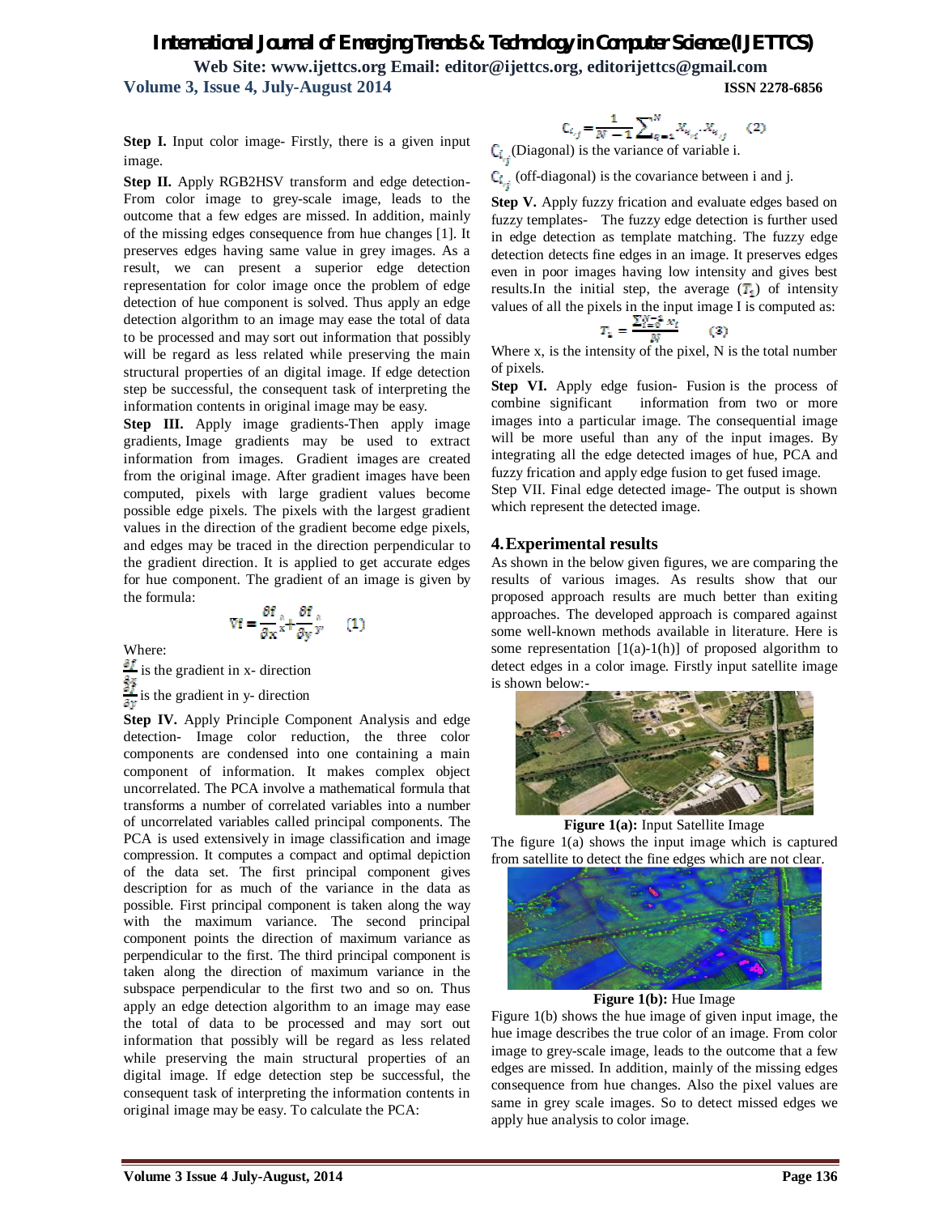**Step I.** Input color image- Firstly, there is a given input image.

**Step II.** Apply RGB2HSV transform and edge detection- From color image to grey-scale image, leads to the outcome that a few edges are missed. In addition, mainly of the missing edges consequence from hue changes [1]. It preserves edges having same value in grey images. As a result, we can present a superior edge detection representation for color image once the problem of edge detection of hue component is solved. Thus apply an edge detection algorithm to an image may ease the total of data to be processed and may sort out information that possibly will be regard as less related while preserving the main structural properties of an digital image. If edge detection step be successful, the consequent task of interpreting the information contents in original image may be easy.

**Step III.** Apply image gradients-Then apply image gradients, Image gradients may be used to extract information from images. Gradient images are created from the original image. After gradient images have been computed, pixels with large gradient values become possible edge pixels. The pixels with the largest gradient values in the direction of the gradient become edge pixels, and edges may be traced in the direction perpendicular to the gradient direction. It is applied to get accurate edges for hue component. The gradient of an image is given by the formula:

$$\nabla f = \frac{\partial f}{\partial x}\hat{x} + \frac{\partial f}{\partial y}\hat{y} \qquad (1)$$

Where:

$\frac{\partial f}{\partial x}$ is the gradient in x- direction

$\frac{\partial f}{\partial y}$ is the gradient in y- direction

**Step IV.** Apply Principle Component Analysis and edge detection- Image color reduction, the three color components are condensed into one containing a main component of information. It makes complex object uncorrelated. The PCA involve a mathematical formula that transforms a number of correlated variables into a number of uncorrelated variables called principal components. The PCA is used extensively in image classification and image compression. It computes a compact and optimal depiction of the data set. The first principal component gives description for as much of the variance in the data as possible. First principal component is taken along the way with the maximum variance. The second principal component points the direction of maximum variance as perpendicular to the first. The third principal component is taken along the direction of maximum variance in the subspace perpendicular to the first two and so on. Thus apply an edge detection algorithm to an image may ease the total of data to be processed and may sort out information that possibly will be regard as less related while preserving the main structural properties of an digital image. If edge detection step be successful, the consequent task of interpreting the information contents in original image may be easy. To calculate the PCA:

$$C_{i,j} = \frac{1}{N-1}\sum_{q=1}^{N} X_{q,i} \cdot X_{q,j} \qquad (2)$$

$C_{i,j}$ (Diagonal) is the variance of variable i.

$C_{i,j}$ (off-diagonal) is the covariance between i and j.

**Step V.** Apply fuzzy frication and evaluate edges based on fuzzy templates- The fuzzy edge detection is further used in edge detection as template matching. The fuzzy edge detection detects fine edges in an image. It preserves edges even in poor images having low intensity and gives best results.In the initial step, the average ($T_1$) of intensity values of all the pixels in the input image I is computed as:

$$T_1 = \frac{\sum_{i=0}^{N-1} x_i}{N} \qquad (3)$$

Where x, is the intensity of the pixel, N is the total number of pixels.

**Step VI.** Apply edge fusion- Fusion is the process of combine significant information from two or more images into a particular image. The consequential image will be more useful than any of the input images. By integrating all the edge detected images of hue, PCA and fuzzy frication and apply edge fusion to get fused image.

Step VII. Final edge detected image- The output is shown which represent the detected image.

## 4. Experimental results

As shown in the below given figures, we are comparing the results of various images. As results show that our proposed approach results are much better than exiting approaches. The developed approach is compared against some well-known methods available in literature. Here is some representation [1(a)-1(h)] of proposed algorithm to detect edges in a color image. Firstly input satellite image is shown below:-

**Figure 1(a):** Input Satellite Image

The figure 1(a) shows the input image which is captured from satellite to detect the fine edges which are not clear.

**Figure 1(b):** Hue Image

Figure 1(b) shows the hue image of given input image, the hue image describes the true color of an image. From color image to grey-scale image, leads to the outcome that a few edges are missed. In addition, mainly of the missing edges consequence from hue changes. Also the pixel values are same in grey scale images. So to detect missed edges we apply hue analysis to color image.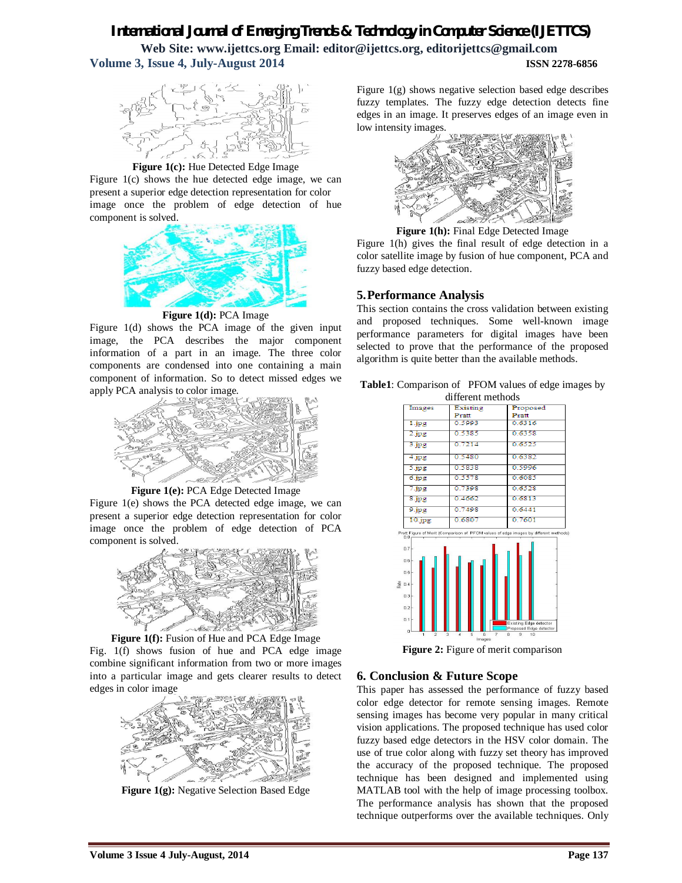**Figure 1(c):** Hue Detected Edge Image

Figure 1(c) shows the hue detected edge image, we can present a superior edge detection representation for color image once the problem of edge detection of hue component is solved.

**Figure 1(d):** PCA Image

Figure 1(d) shows the PCA image of the given input image, the PCA describes the major component information of a part in an image. The three color components are condensed into one containing a main component of information. So to detect missed edges we apply PCA analysis to color image.

**Figure 1(e):** PCA Edge Detected Image

Figure 1(e) shows the PCA detected edge image, we can present a superior edge detection representation for color image once the problem of edge detection of PCA component is solved.

**Figure 1(f):** Fusion of Hue and PCA Edge Image

Fig. 1(f) shows fusion of hue and PCA edge image combine significant information from two or more images into a particular image and gets clearer results to detect edges in color image

**Figure 1(g):** Negative Selection Based Edge

Figure 1(g) shows negative selection based edge describes fuzzy templates. The fuzzy edge detection detects fine edges in an image. It preserves edges of an image even in low intensity images.

**Figure 1(h):** Final Edge Detected Image

Figure 1(h) gives the final result of edge detection in a color satellite image by fusion of hue component, PCA and fuzzy based edge detection.

## 5. Performance Analysis

This section contains the cross validation between existing and proposed techniques. Some well-known image performance parameters for digital images have been selected to prove that the performance of the proposed algorithm is quite better than the available methods.

**Table1**: Comparison of PFOM values of edge images by different methods

| Images | Existing Pratt | Proposed Pratt |
|---|---|---|
| 1.jpg | 0.5993 | 0.6316 |
| 2.jpg | 0.5385 | 0.6358 |
| 3.jpg | 0.7214 | 0.6525 |
| 4.jpg | 0.5480 | 0.6382 |
| 5.jpg | 0.5838 | 0.5996 |
| 6.jpg | 0.5578 | 0.6085 |
| 7.jpg | 0.7398 | 0.6528 |
| 8.jpg | 0.4662 | 0.6813 |
| 9.jpg | 0.7498 | 0.6441 |
| 10.jpg | 0.6807 | 0.7601 |

**Figure 2:** Figure of merit comparison

## 6. Conclusion & Future Scope

This paper has assessed the performance of fuzzy based color edge detector for remote sensing images. Remote sensing images has become very popular in many critical vision applications. The proposed technique has used color fuzzy based edge detectors in the HSV color domain. The use of true color along with fuzzy set theory has improved the accuracy of the proposed technique. The proposed technique has been designed and implemented using MATLAB tool with the help of image processing toolbox. The performance analysis has shown that the proposed technique outperforms over the available techniques. Only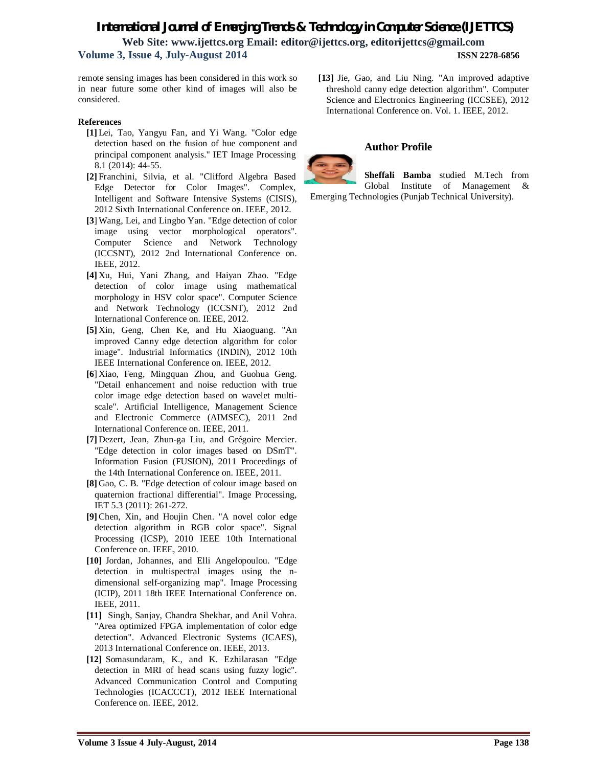remote sensing images has been considered in this work so in near future some other kind of images will also be considered.

**References**

**[1]** Lei, Tao, Yangyu Fan, and Yi Wang. "Color edge detection based on the fusion of hue component and principal component analysis." IET Image Processing 8.1 (2014): 44-55.

**[2]** Franchini, Silvia, et al. "Clifford Algebra Based Edge Detector for Color Images". Complex, Intelligent and Software Intensive Systems (CISIS), 2012 Sixth International Conference on. IEEE, 2012.

**[3]** Wang, Lei, and Lingbo Yan. "Edge detection of color image using vector morphological operators". Computer Science and Network Technology (ICCSNT), 2012 2nd International Conference on. IEEE, 2012.

**[4]** Xu, Hui, Yani Zhang, and Haiyan Zhao. "Edge detection of color image using mathematical morphology in HSV color space". Computer Science and Network Technology (ICCSNT), 2012 2nd International Conference on. IEEE, 2012.

**[5]** Xin, Geng, Chen Ke, and Hu Xiaoguang. "An improved Canny edge detection algorithm for color image". Industrial Informatics (INDIN), 2012 10th IEEE International Conference on. IEEE, 2012.

**[6]** Xiao, Feng, Mingquan Zhou, and Guohua Geng. "Detail enhancement and noise reduction with true color image edge detection based on wavelet multi-scale". Artificial Intelligence, Management Science and Electronic Commerce (AIMSEC), 2011 2nd International Conference on. IEEE, 2011.

**[7]** Dezert, Jean, Zhun-ga Liu, and Grégoire Mercier. "Edge detection in color images based on DSmT". Information Fusion (FUSION), 2011 Proceedings of the 14th International Conference on. IEEE, 2011.

**[8]** Gao, C. B. "Edge detection of colour image based on quaternion fractional differential". Image Processing, IET 5.3 (2011): 261-272.

**[9]** Chen, Xin, and Houjin Chen. "A novel color edge detection algorithm in RGB color space". Signal Processing (ICSP), 2010 IEEE 10th International Conference on. IEEE, 2010.

**[10]** Jordan, Johannes, and Elli Angelopoulou. "Edge detection in multispectral images using the n-dimensional self-organizing map". Image Processing (ICIP), 2011 18th IEEE International Conference on. IEEE, 2011.

**[11]** Singh, Sanjay, Chandra Shekhar, and Anil Vohra. "Area optimized FPGA implementation of color edge detection". Advanced Electronic Systems (ICAES), 2013 International Conference on. IEEE, 2013.

**[12]** Somasundaram, K., and K. Ezhilarasan "Edge detection in MRI of head scans using fuzzy logic". Advanced Communication Control and Computing Technologies (ICACCCT), 2012 IEEE International Conference on. IEEE, 2012.

**[13]** Jie, Gao, and Liu Ning. "An improved adaptive threshold canny edge detection algorithm". Computer Science and Electronics Engineering (ICCSEE), 2012 International Conference on. Vol. 1. IEEE, 2012.

## Author Profile

**Sheffali Bamba** studied M.Tech from Global Institute of Management & Emerging Technologies (Punjab Technical University).